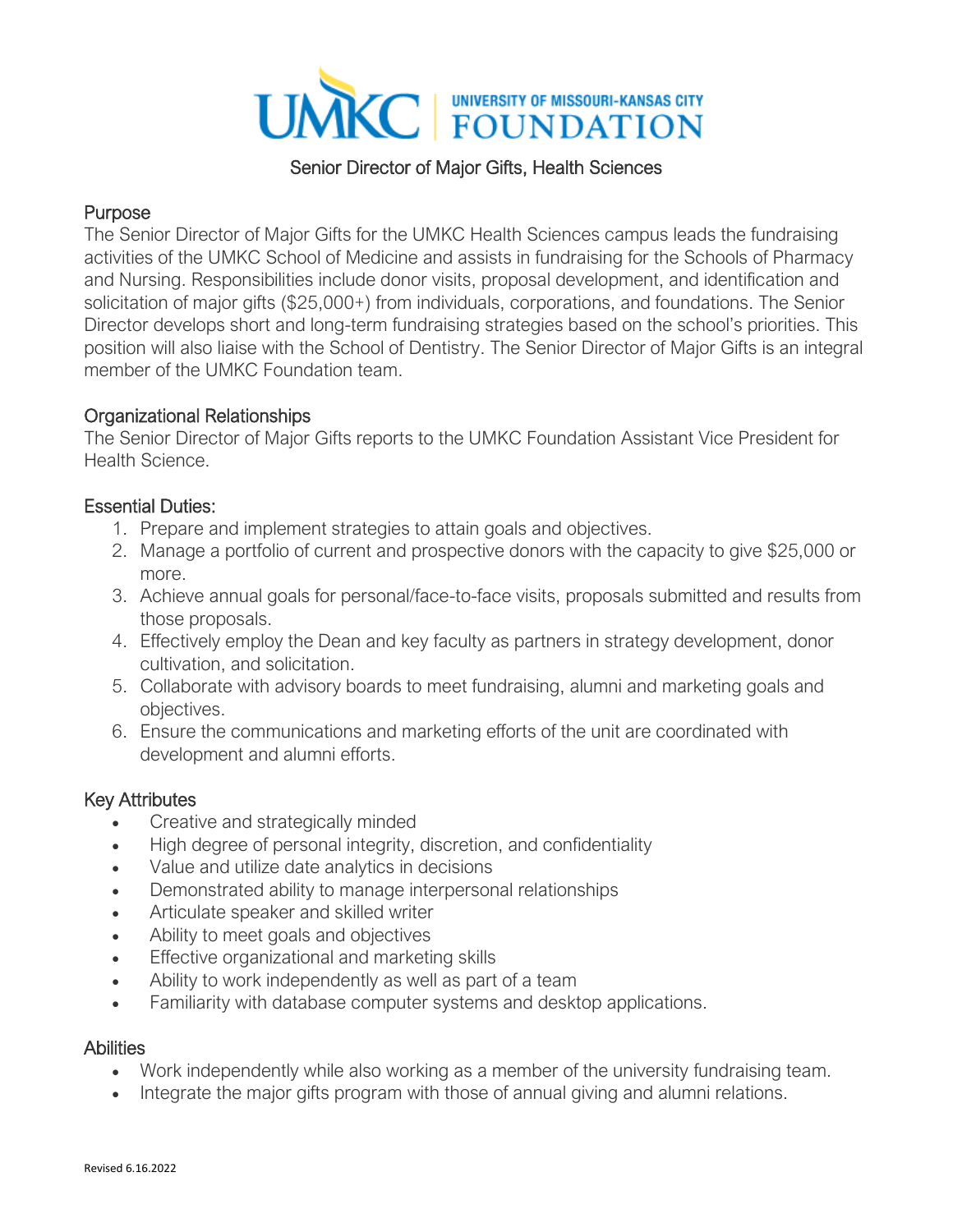UMKC | UNIVERSITY OF MISSOURI-KANSAS CITY FOUNDATION

# Senior Director of Major Gifts, Health Sciences

## Purpose

The Senior Director of Major Gifts for the UMKC Health Sciences campus leads the fundraising activities of the UMKC School of Medicine and assists in fundraising for the Schools of Pharmacy and Nursing. Responsibilities include donor visits, proposal development, and identification and solicitation of major gifts ($25,000+) from individuals, corporations, and foundations. The Senior Director develops short and long-term fundraising strategies based on the school's priorities. This position will also liaise with the School of Dentistry. The Senior Director of Major Gifts is an integral member of the UMKC Foundation team.

## Organizational Relationships

The Senior Director of Major Gifts reports to the UMKC Foundation Assistant Vice President for Health Science.

## Essential Duties:

1. Prepare and implement strategies to attain goals and objectives.
2. Manage a portfolio of current and prospective donors with the capacity to give $25,000 or more.
3. Achieve annual goals for personal/face-to-face visits, proposals submitted and results from those proposals.
4. Effectively employ the Dean and key faculty as partners in strategy development, donor cultivation, and solicitation.
5. Collaborate with advisory boards to meet fundraising, alumni and marketing goals and objectives.
6. Ensure the communications and marketing efforts of the unit are coordinated with development and alumni efforts.

## Key Attributes

- Creative and strategically minded
- High degree of personal integrity, discretion, and confidentiality
- Value and utilize date analytics in decisions
- Demonstrated ability to manage interpersonal relationships
- Articulate speaker and skilled writer
- Ability to meet goals and objectives
- Effective organizational and marketing skills
- Ability to work independently as well as part of a team
- Familiarity with database computer systems and desktop applications.

## Abilities

- Work independently while also working as a member of the university fundraising team.
- Integrate the major gifts program with those of annual giving and alumni relations.

Revised 6.16.2022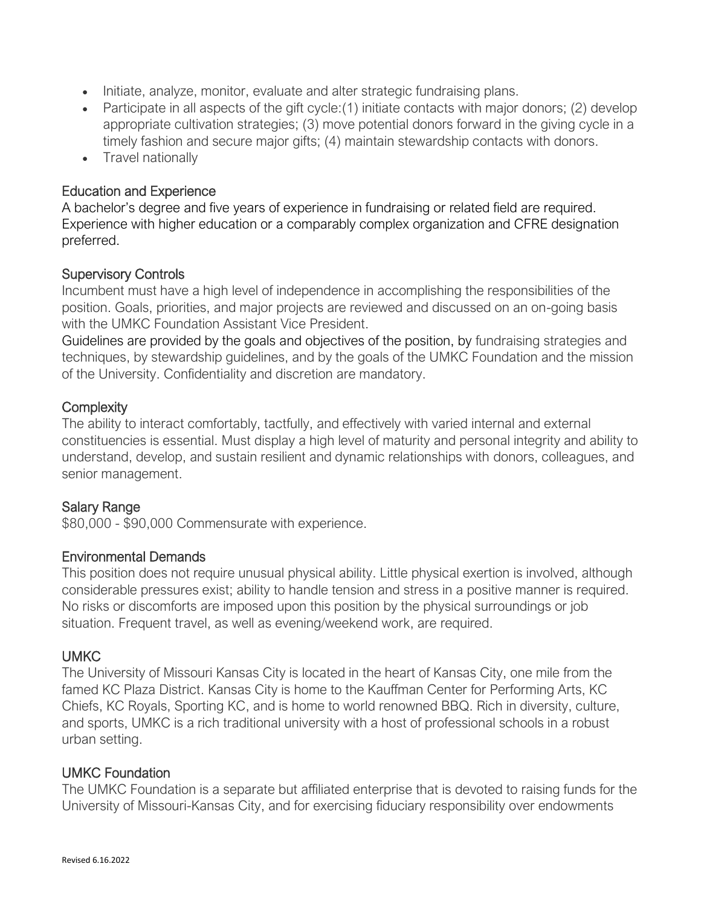- Initiate, analyze, monitor, evaluate and alter strategic fundraising plans.
- Participate in all aspects of the gift cycle:(1) initiate contacts with major donors; (2) develop appropriate cultivation strategies; (3) move potential donors forward in the giving cycle in a timely fashion and secure major gifts; (4) maintain stewardship contacts with donors.
- Travel nationally

## Education and Experience

A bachelor's degree and five years of experience in fundraising or related field are required. Experience with higher education or a comparably complex organization and CFRE designation preferred.

## Supervisory Controls

Incumbent must have a high level of independence in accomplishing the responsibilities of the position. Goals, priorities, and major projects are reviewed and discussed on an on-going basis with the UMKC Foundation Assistant Vice President.

Guidelines are provided by the goals and objectives of the position, by fundraising strategies and techniques, by stewardship guidelines, and by the goals of the UMKC Foundation and the mission of the University. Confidentiality and discretion are mandatory.

## Complexity

The ability to interact comfortably, tactfully, and effectively with varied internal and external constituencies is essential. Must display a high level of maturity and personal integrity and ability to understand, develop, and sustain resilient and dynamic relationships with donors, colleagues, and senior management.

## Salary Range

$80,000 - $90,000 Commensurate with experience.

## Environmental Demands

This position does not require unusual physical ability. Little physical exertion is involved, although considerable pressures exist; ability to handle tension and stress in a positive manner is required. No risks or discomforts are imposed upon this position by the physical surroundings or job situation. Frequent travel, as well as evening/weekend work, are required.

## UMKC

The University of Missouri Kansas City is located in the heart of Kansas City, one mile from the famed KC Plaza District. Kansas City is home to the Kauffman Center for Performing Arts, KC Chiefs, KC Royals, Sporting KC, and is home to world renowned BBQ. Rich in diversity, culture, and sports, UMKC is a rich traditional university with a host of professional schools in a robust urban setting.

## UMKC Foundation

The UMKC Foundation is a separate but affiliated enterprise that is devoted to raising funds for the University of Missouri-Kansas City, and for exercising fiduciary responsibility over endowments

Revised 6.16.2022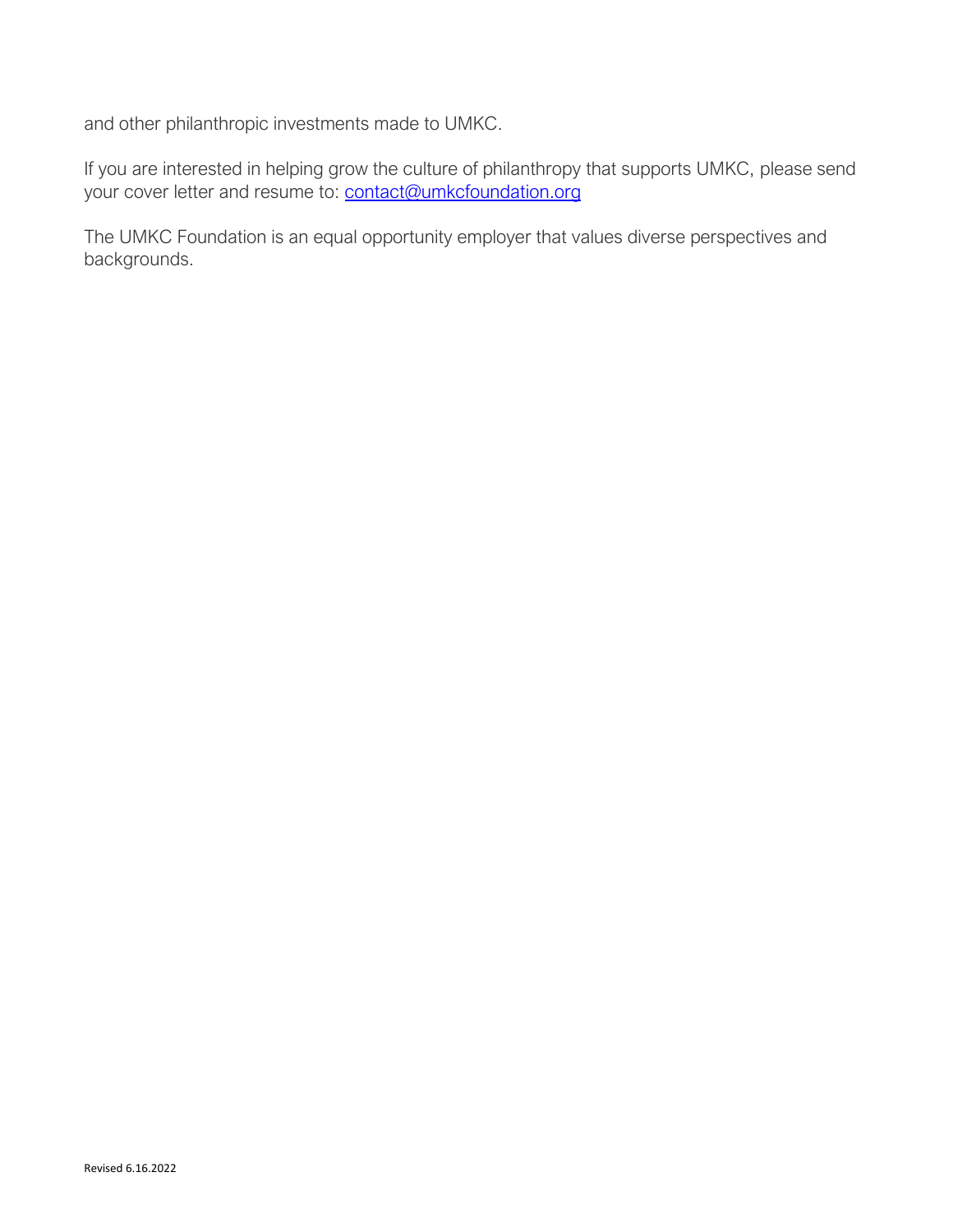and other philanthropic investments made to UMKC.

If you are interested in helping grow the culture of philanthropy that supports UMKC, please send your cover letter and resume to: [contact@umkcfoundation.org](mailto:contact@umkcfoundation.org)

The UMKC Foundation is an equal opportunity employer that values diverse perspectives and backgrounds.

Revised 6.16.2022